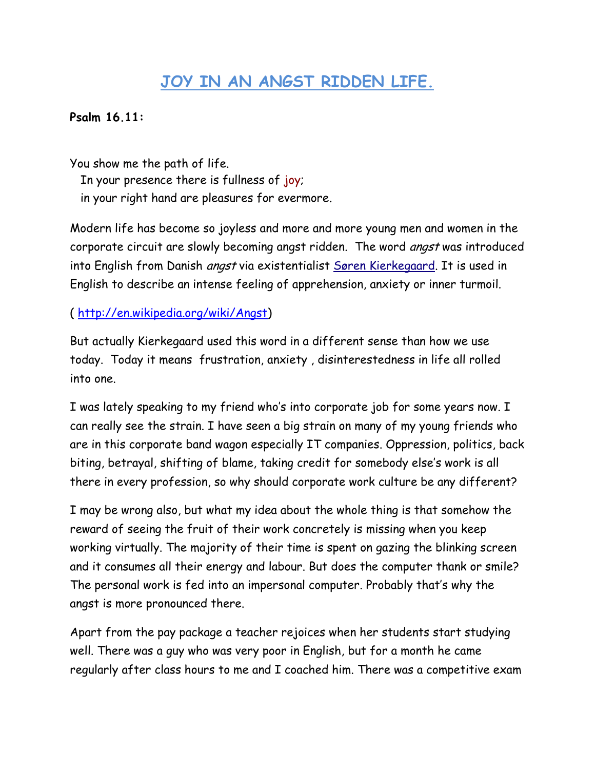# JOY IN AN ANGST RIDDEN LIFE.

**Psalm 16.11:**

You show me the path of life.
In your presence there is fullness of joy;
in your right hand are pleasures for evermore.

Modern life has become so joyless and more and more young men and women in the corporate circuit are slowly becoming angst ridden. The word *angst* was introduced into English from Danish *angst* via existentialist [Søren Kierkegaard](http://en.wikipedia.org/wiki/S%C3%B8ren_Kierkegaard). It is used in English to describe an intense feeling of apprehension, anxiety or inner turmoil.

( [http://en.wikipedia.org/wiki/Angst](http://en.wikipedia.org/wiki/Angst))

But actually Kierkegaard used this word in a different sense than how we use today. Today it means frustration, anxiety , disinterestedness in life all rolled into one.

I was lately speaking to my friend who's into corporate job for some years now. I can really see the strain. I have seen a big strain on many of my young friends who are in this corporate band wagon especially IT companies. Oppression, politics, back biting, betrayal, shifting of blame, taking credit for somebody else's work is all there in every profession, so why should corporate work culture be any different?

I may be wrong also, but what my idea about the whole thing is that somehow the reward of seeing the fruit of their work concretely is missing when you keep working virtually. The majority of their time is spent on gazing the blinking screen and it consumes all their energy and labour. But does the computer thank or smile? The personal work is fed into an impersonal computer. Probably that's why the angst is more pronounced there.

Apart from the pay package a teacher rejoices when her students start studying well. There was a guy who was very poor in English, but for a month he came regularly after class hours to me and I coached him. There was a competitive exam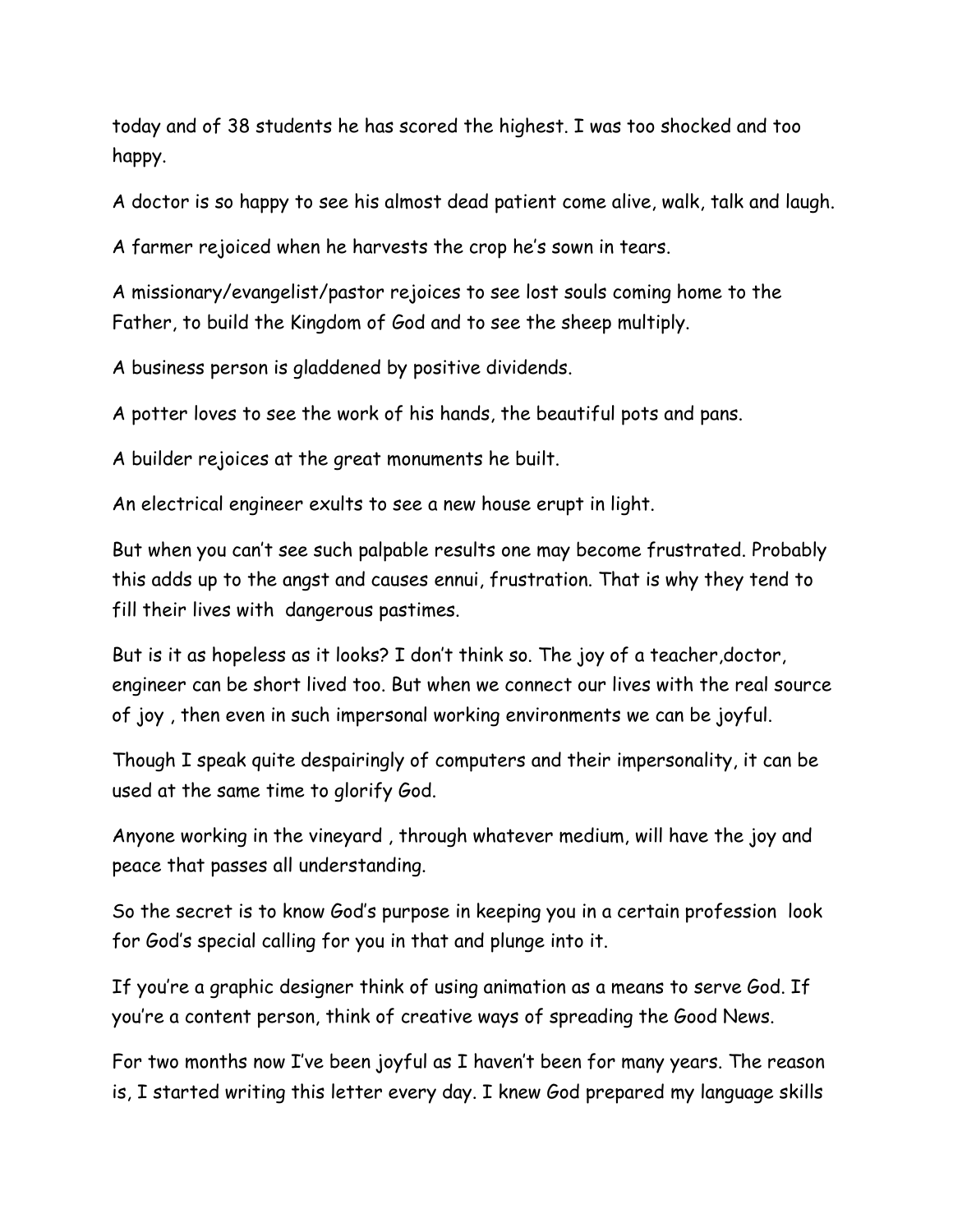today and of 38 students he has scored the highest. I was too shocked and too happy.

A doctor is so happy to see his almost dead patient come alive, walk, talk and laugh.

A farmer rejoiced when he harvests the crop he's sown in tears.

A missionary/evangelist/pastor rejoices to see lost souls coming home to the Father, to build the Kingdom of God and to see the sheep multiply.

A business person is gladdened by positive dividends.

A potter loves to see the work of his hands, the beautiful pots and pans.

A builder rejoices at the great monuments he built.

An electrical engineer exults to see a new house erupt in light.

But when you can't see such palpable results one may become frustrated. Probably this adds up to the angst and causes ennui, frustration. That is why they tend to fill their lives with  dangerous pastimes.

But is it as hopeless as it looks? I don't think so. The joy of a teacher,doctor, engineer can be short lived too. But when we connect our lives with the real source of joy , then even in such impersonal working environments we can be joyful.

Though I speak quite despairingly of computers and their impersonality, it can be used at the same time to glorify God.

Anyone working in the vineyard , through whatever medium, will have the joy and peace that passes all understanding.

So the secret is to know God's purpose in keeping you in a certain profession  look for God's special calling for you in that and plunge into it.

If you're a graphic designer think of using animation as a means to serve God. If you're a content person, think of creative ways of spreading the Good News.

For two months now I've been joyful as I haven't been for many years. The reason is, I started writing this letter every day. I knew God prepared my language skills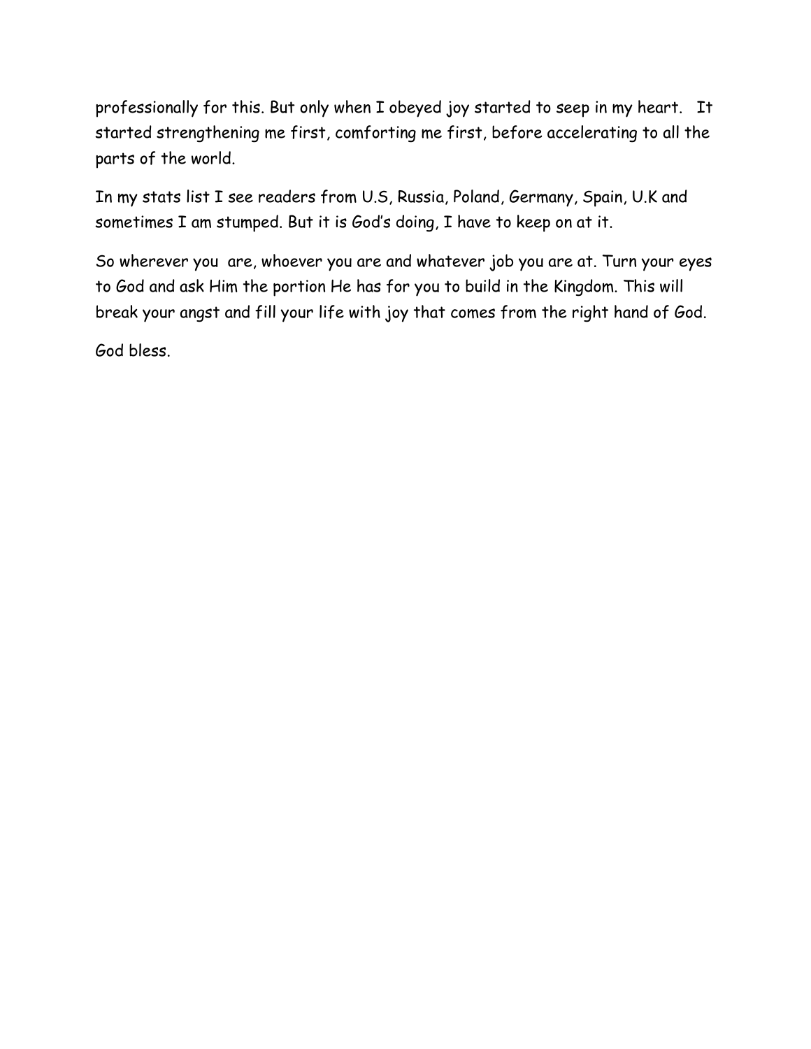professionally for this. But only when I obeyed joy started to seep in my heart. It started strengthening me first, comforting me first, before accelerating to all the parts of the world.

In my stats list I see readers from U.S, Russia, Poland, Germany, Spain, U.K and sometimes I am stumped. But it is God's doing, I have to keep on at it.

So wherever you are, whoever you are and whatever job you are at. Turn your eyes to God and ask Him the portion He has for you to build in the Kingdom. This will break your angst and fill your life with joy that comes from the right hand of God.

God bless.